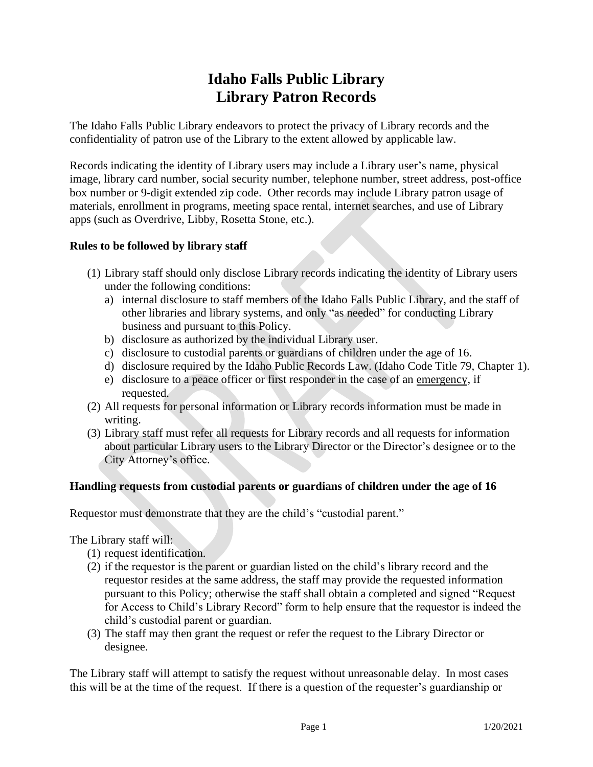# Idaho Falls Public Library
# Library Patron Records

The Idaho Falls Public Library endeavors to protect the privacy of Library records and the confidentiality of patron use of the Library to the extent allowed by applicable law.

Records indicating the identity of Library users may include a Library user's name, physical image, library card number, social security number, telephone number, street address, post-office box number or 9-digit extended zip code. Other records may include Library patron usage of materials, enrollment in programs, meeting space rental, internet searches, and use of Library apps (such as Overdrive, Libby, Rosetta Stone, etc.).

**Rules to be followed by library staff**

(1) Library staff should only disclose Library records indicating the identity of Library users under the following conditions:
   a) internal disclosure to staff members of the Idaho Falls Public Library, and the staff of other libraries and library systems, and only "as needed" for conducting Library business and pursuant to this Policy.
   b) disclosure as authorized by the individual Library user.
   c) disclosure to custodial parents or guardians of children under the age of 16.
   d) disclosure required by the Idaho Public Records Law. (Idaho Code Title 79, Chapter 1).
   e) disclosure to a peace officer or first responder in the case of an emergency, if requested.

(2) All requests for personal information or Library records information must be made in writing.

(3) Library staff must refer all requests for Library records and all requests for information about particular Library users to the Library Director or the Director's designee or to the City Attorney's office.

**Handling requests from custodial parents or guardians of children under the age of 16**

Requestor must demonstrate that they are the child's "custodial parent."

The Library staff will:

(1) request identification.
(2) if the requestor is the parent or guardian listed on the child's library record and the requestor resides at the same address, the staff may provide the requested information pursuant to this Policy; otherwise the staff shall obtain a completed and signed "Request for Access to Child's Library Record" form to help ensure that the requestor is indeed the child's custodial parent or guardian.
(3) The staff may then grant the request or refer the request to the Library Director or designee.

The Library staff will attempt to satisfy the request without unreasonable delay. In most cases this will be at the time of the request. If there is a question of the requester's guardianship or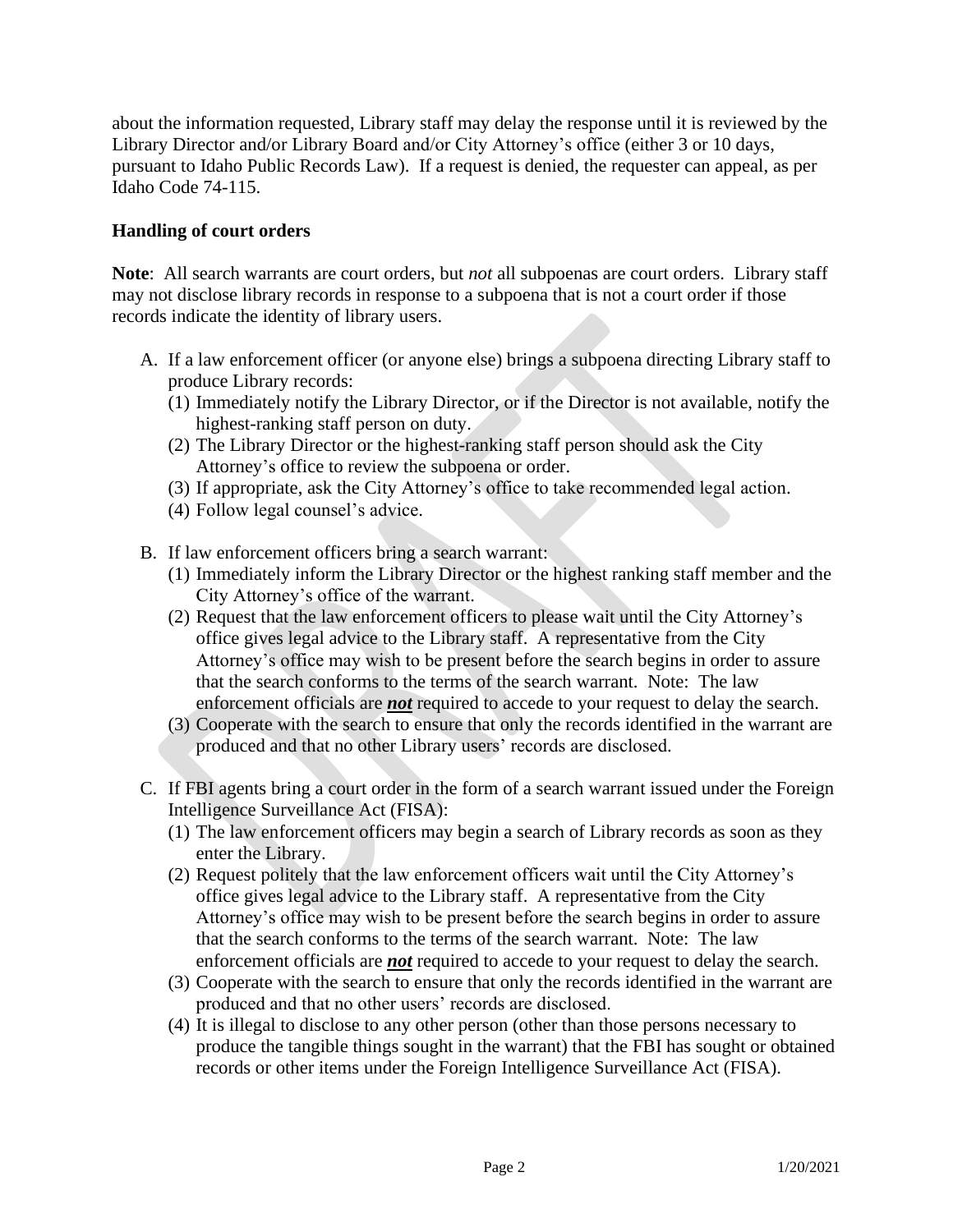about the information requested, Library staff may delay the response until it is reviewed by the Library Director and/or Library Board and/or City Attorney's office (either 3 or 10 days, pursuant to Idaho Public Records Law). If a request is denied, the requester can appeal, as per Idaho Code 74-115.

**Handling of court orders**

**Note**: All search warrants are court orders, but *not* all subpoenas are court orders. Library staff may not disclose library records in response to a subpoena that is not a court order if those records indicate the identity of library users.

A. If a law enforcement officer (or anyone else) brings a subpoena directing Library staff to produce Library records:
   (1) Immediately notify the Library Director, or if the Director is not available, notify the highest-ranking staff person on duty.
   (2) The Library Director or the highest-ranking staff person should ask the City Attorney's office to review the subpoena or order.
   (3) If appropriate, ask the City Attorney's office to take recommended legal action.
   (4) Follow legal counsel's advice.

B. If law enforcement officers bring a search warrant:
   (1) Immediately inform the Library Director or the highest ranking staff member and the City Attorney's office of the warrant.
   (2) Request that the law enforcement officers to please wait until the City Attorney's office gives legal advice to the Library staff. A representative from the City Attorney's office may wish to be present before the search begins in order to assure that the search conforms to the terms of the search warrant. Note: The law enforcement officials are ***not*** required to accede to your request to delay the search.
   (3) Cooperate with the search to ensure that only the records identified in the warrant are produced and that no other Library users' records are disclosed.

C. If FBI agents bring a court order in the form of a search warrant issued under the Foreign Intelligence Surveillance Act (FISA):
   (1) The law enforcement officers may begin a search of Library records as soon as they enter the Library.
   (2) Request politely that the law enforcement officers wait until the City Attorney's office gives legal advice to the Library staff. A representative from the City Attorney's office may wish to be present before the search begins in order to assure that the search conforms to the terms of the search warrant. Note: The law enforcement officials are ***not*** required to accede to your request to delay the search.
   (3) Cooperate with the search to ensure that only the records identified in the warrant are produced and that no other users' records are disclosed.
   (4) It is illegal to disclose to any other person (other than those persons necessary to produce the tangible things sought in the warrant) that the FBI has sought or obtained records or other items under the Foreign Intelligence Surveillance Act (FISA).